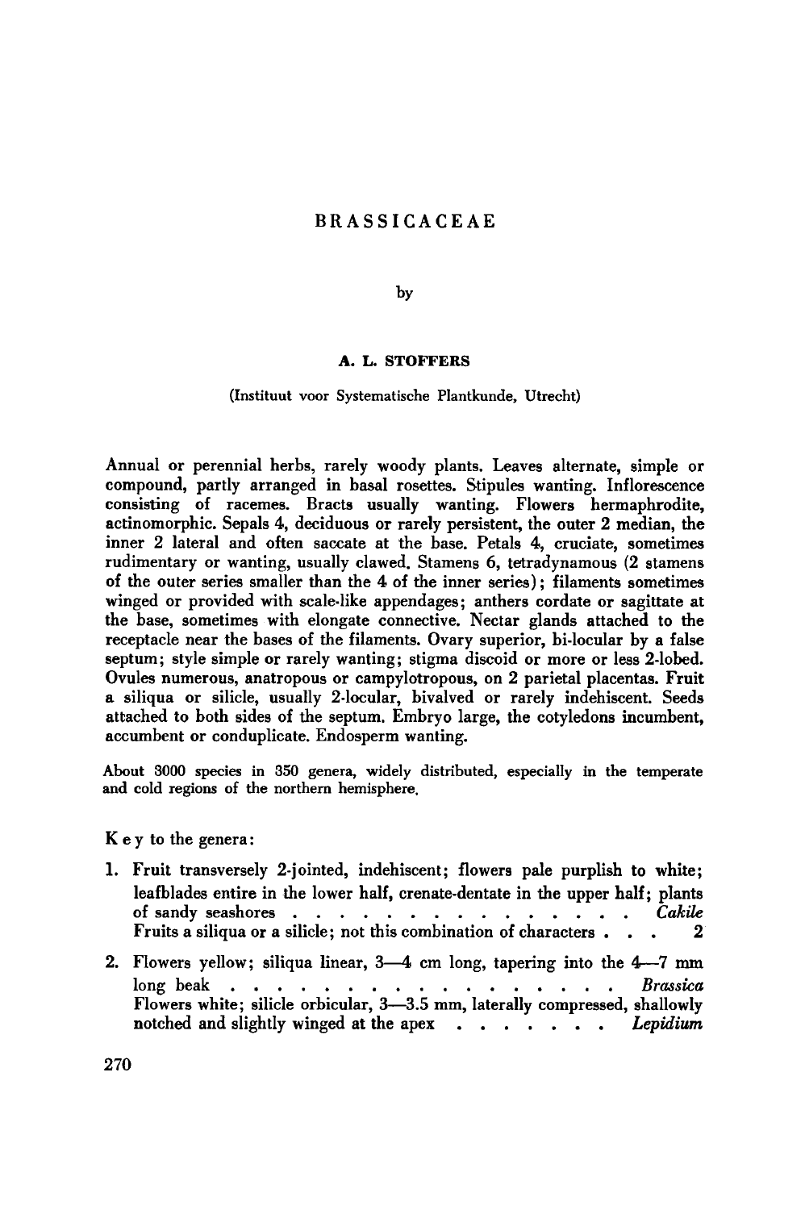# BRASSICACEAE

by

**A. L. STOFFERS**

(Instituut voor Systematische Plantkunde, Utrecht)

Annual or perennial herbs, rarely woody plants. Leaves alternate, simple or compound, partly arranged in basal rosettes. Stipules wanting. Inflorescence consisting of racemes. Bracts usually wanting. Flowers hermaphrodite, actinomorphic. Sepals 4, deciduous or rarely persistent, the outer 2 median, the inner 2 lateral and often saccate at the base. Petals 4, cruciate, sometimes rudimentary or wanting, usually clawed. Stamens 6, tetradynamous (2 stamens of the outer series smaller than the 4 of the inner series); filaments sometimes winged or provided with scale-like appendages; anthers cordate or sagittate at the base, sometimes with elongate connective. Nectar glands attached to the receptacle near the bases of the filaments. Ovary superior, bi-locular by a false septum; style simple or rarely wanting; stigma discoid or more or less 2-lobed. Ovules numerous, anatropous or campylotropous, on 2 parietal placentas. Fruit a siliqua or silicle, usually 2-locular, bivalved or rarely indehiscent. Seeds attached to both sides of the septum. Embryo large, the cotyledons incumbent, accumbent or conduplicate. Endosperm wanting.

About 3000 species in 350 genera, widely distributed, especially in the temperate and cold regions of the northern hemisphere.

Key to the genera:

1. Fruit transversely 2-jointed, indehiscent; flowers pale purplish to white; leafblades entire in the lower half, crenate-dentate in the upper half; plants of sandy seashores . . . . . . . . . . . . . . . *Cakile*
   Fruits a siliqua or a silicle; not this combination of characters . . . 2
2. Flowers yellow; siliqua linear, 3—4 cm long, tapering into the 4—7 mm long beak . . . . . . . . . . . . . . . . . . . *Brassica*
   Flowers white; silicle orbicular, 3—3.5 mm, laterally compressed, shallowly notched and slightly winged at the apex . . . . . . . *Lepidium*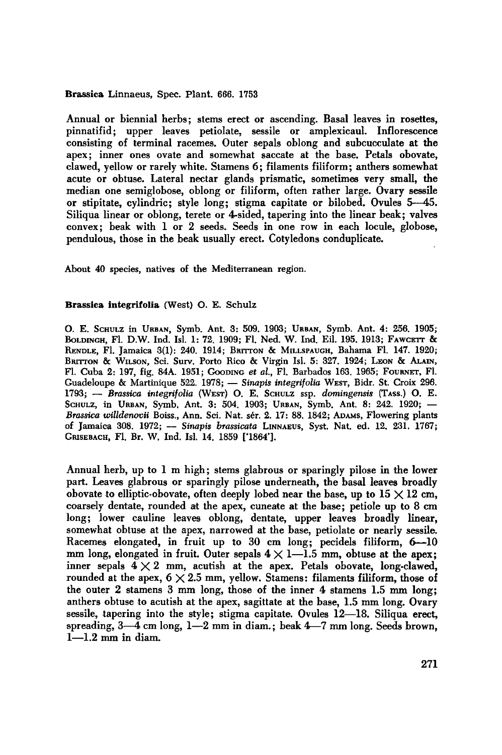**Brassica** Linnaeus, Spec. Plant. 666. 1753

Annual or biennial herbs; stems erect or ascending. Basal leaves in rosettes, pinnatifid; upper leaves petiolate, sessile or amplexicaul. Inflorescence consisting of terminal racemes. Outer sepals oblong and subcucculate at the apex; inner ones ovate and somewhat saccate at the base. Petals obovate, clawed, yellow or rarely white. Stamens 6; filaments filiform; anthers somewhat acute or obtuse. Lateral nectar glands prismatic, sometimes very small, the median one semiglobose, oblong or filiform, often rather large. Ovary sessile or stipitate, cylindric; style long; stigma capitate or bilobed. Ovules 5—45. Siliqua linear or oblong, terete or 4-sided, tapering into the linear beak; valves convex; beak with 1 or 2 seeds. Seeds in one row in each locule, globose, pendulous, those in the beak usually erect. Cotyledons conduplicate.

About 40 species, natives of the Mediterranean region.

**Brassica integrifolia** (West) O. E. Schulz

O. E. Schulz in Urban, Symb. Ant. 3: 509. 1903; Urban, Symb. Ant. 4: 256. 1905; Boldingh, Fl. D.W. Ind. Isl. 1: 72. 1909; Fl. Ned. W. Ind. Eil. 195. 1913; Fawcett & Rendle, Fl. Jamaica 3(1): 240. 1914; Britton & Millspaugh, Bahama Fl. 147. 1920; Britton & Wilson, Sci. Surv. Porto Rico & Virgin Isl. 5: 327. 1924; Leon & Alain, Fl. Cuba 2: 197, fig. 84A. 1951; Gooding et al., Fl. Barbados 163. 1965; Fournet, Fl. Guadeloupe & Martinique 522. 1978; — *Sinapis integrifolia* West, Bidr. St. Croix 296. 1793; — *Brassica integrifolia* (West) O. E. Schulz ssp. *domingensis* (Tass.) O. E. Schulz, in Urban, Symb. Ant. 3: 504. 1903; Urban, Symb. Ant. 8: 242. 1920; — *Brassica willdenovii* Boiss., Ann. Sci. Nat. sér. 2. 17: 88. 1842; Adams, Flowering plants of Jamaica 308. 1972; — *Sinapis brassicata* Linnaeus, Syst. Nat. ed. 12. 231. 1767; Grisebach, Fl. Br. W. Ind. Isl. 14. 1859 ['1864'].

Annual herb, up to 1 m high; stems glabrous or sparingly pilose in the lower part. Leaves glabrous or sparingly pilose underneath, the basal leaves broadly obovate to elliptic-obovate, often deeply lobed near the base, up to 15 × 12 cm, coarsely dentate, rounded at the apex, cuneate at the base; petiole up to 8 cm long; lower cauline leaves oblong, dentate, upper leaves broadly linear, somewhat obtuse at the apex, narrowed at the base, petiolate or nearly sessile. Racemes elongated, in fruit up to 30 cm long; pecidels filiform, 6—10 mm long, elongated in fruit. Outer sepals 4 × 1—1.5 mm, obtuse at the apex; inner sepals 4 × 2 mm, acutish at the apex. Petals obovate, long-clawed, rounded at the apex, 6 × 2.5 mm, yellow. Stamens: filaments filiform, those of the outer 2 stamens 3 mm long, those of the inner 4 stamens 1.5 mm long; anthers obtuse to acutish at the apex, sagittate at the base, 1.5 mm long. Ovary sessile, tapering into the style; stigma capitate. Ovules 12—18. Siliqua erect, spreading, 3—4 cm long, 1—2 mm in diam.; beak 4—7 mm long. Seeds brown, 1—1.2 mm in diam.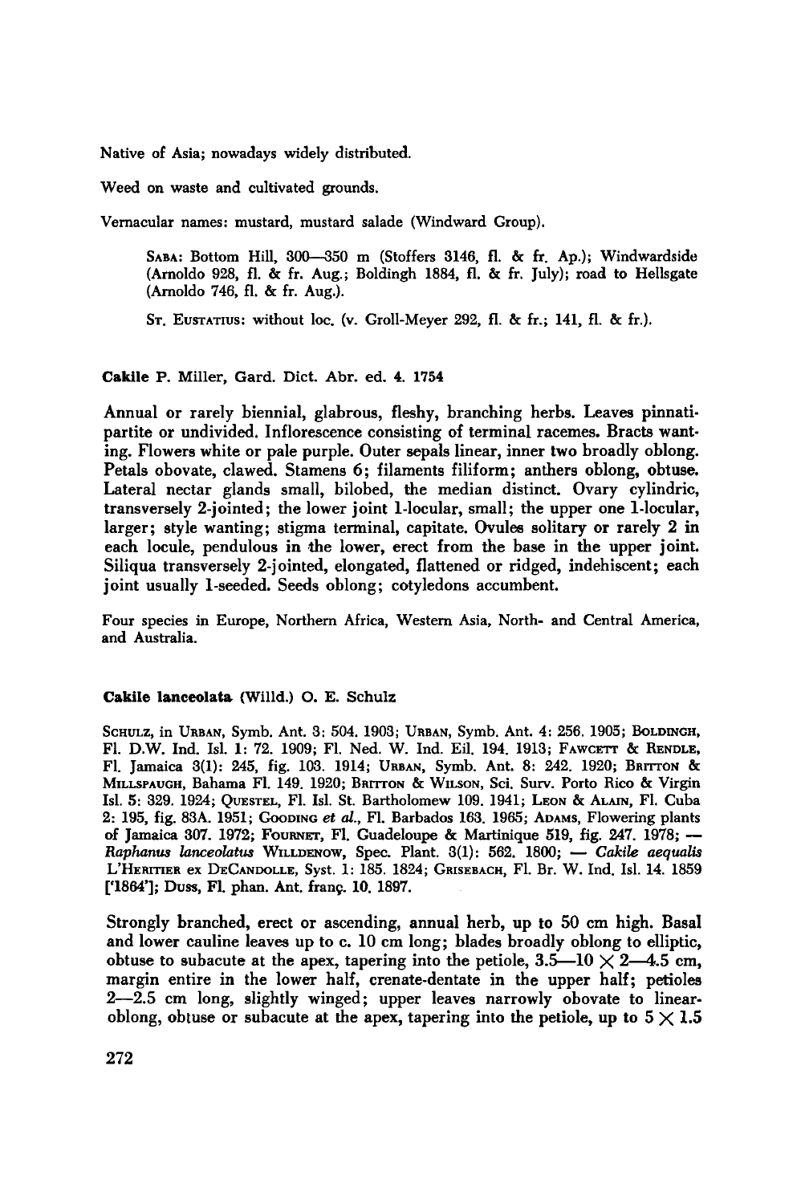Native of Asia; nowadays widely distributed.

Weed on waste and cultivated grounds.

Vernacular names: mustard, mustard salade (Windward Group).

> SABA: Bottom Hill, 300—350 m (Stoffers 3146, fl. & fr. Ap.); Windwardside (Arnoldo 928, fl. & fr. Aug.; Boldingh 1884, fl. & fr. July); road to Hellsgate (Arnoldo 746, fl. & fr. Aug.).
>
> ST. EUSTATIUS: without loc. (v. Groll-Meyer 292, fl. & fr.; 141, fl. & fr.).

### Cakile P. Miller, Gard. Dict. Abr. ed. 4. 1754

Annual or rarely biennial, glabrous, fleshy, branching herbs. Leaves pinnatipartite or undivided. Inflorescence consisting of terminal racemes. Bracts wanting. Flowers white or pale purple. Outer sepals linear, inner two broadly oblong. Petals obovate, clawed. Stamens 6; filaments filiform; anthers oblong, obtuse. Lateral nectar glands small, bilobed, the median distinct. Ovary cylindric, transversely 2-jointed; the lower joint 1-locular, small; the upper one 1-locular, larger; style wanting; stigma terminal, capitate. Ovules solitary or rarely 2 in each locule, pendulous in the lower, erect from the base in the upper joint. Siliqua transversely 2-jointed, elongated, flattened or ridged, indehiscent; each joint usually 1-seeded. Seeds oblong; cotyledons accumbent.

Four species in Europe, Northern Africa, Western Asia, North- and Central America, and Australia.

### Cakile lanceolata (Willd.) O. E. Schulz

SCHULZ, in URBAN, Symb. Ant. 3: 504. 1903; URBAN, Symb. Ant. 4: 256. 1905; BOLDINGH, Fl. D.W. Ind. Isl. 1: 72. 1909; Fl. Ned. W. Ind. Eil. 194. 1913; FAWCETT & RENDLE, Fl. Jamaica 3(1): 245, fig. 103. 1914; URBAN, Symb. Ant. 8: 242. 1920; BRITTON & MILLSPAUGH, Bahama Fl. 149. 1920; BRITTON & WILSON, Sci. Surv. Porto Rico & Virgin Isl. 5: 329. 1924; QUESTEL, Fl. Isl. St. Bartholomew 109. 1941; LEON & ALAIN, Fl. Cuba 2: 195, fig. 83A. 1951; GOODING *et al.*, Fl. Barbados 163. 1965; ADAMS, Flowering plants of Jamaica 307. 1972; FOURNET, Fl. Guadeloupe & Martinique 519, fig. 247. 1978; — *Raphanus lanceolatus* WILLDENOW, Spec. Plant. 3(1): 562. 1800; — *Cakile aequalis* L'HERITIER ex DECANDOLLE, Syst. 1: 185. 1824; GRISEBACH, Fl. Br. W. Ind. Isl. 14. 1859 ['1864']; DUSS, Fl. phan. Ant. franç. 10. 1897.

Strongly branched, erect or ascending, annual herb, up to 50 cm high. Basal and lower cauline leaves up to c. 10 cm long; blades broadly oblong to elliptic, obtuse to subacute at the apex, tapering into the petiole, 3.5—10 × 2—4.5 cm, margin entire in the lower half, crenate-dentate in the upper half; petioles 2—2.5 cm long, slightly winged; upper leaves narrowly obovate to linear-oblong, obtuse or subacute at the apex, tapering into the petiole, up to 5 × 1.5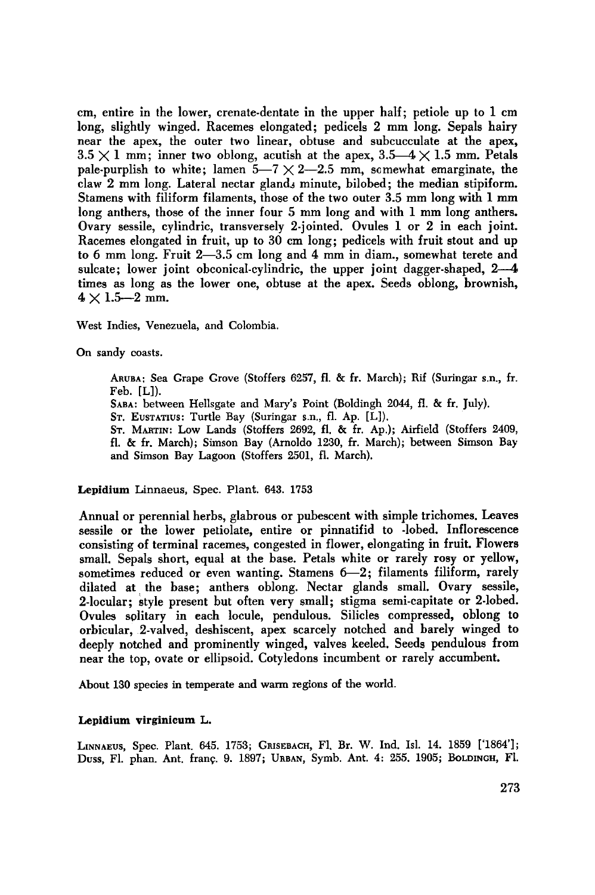cm, entire in the lower, crenate-dentate in the upper half; petiole up to 1 cm long, slightly winged. Racemes elongated; pedicels 2 mm long. Sepals hairy near the apex, the outer two linear, obtuse and subcucculate at the apex, 3.5 × 1 mm; inner two oblong, acutish at the apex, 3.5—4 × 1.5 mm. Petals pale-purplish to white; lamen 5—7 × 2—2.5 mm, somewhat emarginate, the claw 2 mm long. Lateral nectar glands minute, bilobed; the median stipiform. Stamens with filiform filaments, those of the two outer 3.5 mm long with 1 mm long anthers, those of the inner four 5 mm long and with 1 mm long anthers. Ovary sessile, cylindric, transversely 2-jointed. Ovules 1 or 2 in each joint. Racemes elongated in fruit, up to 30 cm long; pedicels with fruit stout and up to 6 mm long. Fruit 2—3.5 cm long and 4 mm in diam., somewhat terete and sulcate; lower joint obconical-cylindric, the upper joint dagger-shaped, 2—4 times as long as the lower one, obtuse at the apex. Seeds oblong, brownish, 4 × 1.5—2 mm.

West Indies, Venezuela, and Colombia.

On sandy coasts.

> ARUBA: Sea Grape Grove (Stoffers 6257, fl. & fr. March); Rif (Suringar s.n., fr. Feb. [L]).
> SABA: between Hellsgate and Mary's Point (Boldingh 2044, fl. & fr. July).
> ST. EUSTATIUS: Turtle Bay (Suringar s.n., fl. Ap. [L]).
> ST. MARTIN: Low Lands (Stoffers 2692, fl. & fr. Ap.); Airfield (Stoffers 2409, fl. & fr. March); Simson Bay (Arnoldo 1230, fr. March); between Simson Bay and Simson Bay Lagoon (Stoffers 2501, fl. March).

**Lepidium** Linnaeus, Spec. Plant. 643. 1753

Annual or perennial herbs, glabrous or pubescent with simple trichomes. Leaves sessile or the lower petiolate, entire or pinnatifid to -lobed. Inflorescence consisting of terminal racemes, congested in flower, elongating in fruit. Flowers small. Sepals short, equal at the base. Petals white or rarely rosy or yellow, sometimes reduced or even wanting. Stamens 6—2; filaments filiform, rarely dilated at the base; anthers oblong. Nectar glands small. Ovary sessile, 2-locular; style present but often very small; stigma semi-capitate or 2-lobed. Ovules solitary in each locule, pendulous. Silicles compressed, oblong to orbicular, 2-valved, deshiscent, apex scarcely notched and barely winged to deeply notched and prominently winged, valves keeled. Seeds pendulous from near the top, ovate or ellipsoid. Cotyledons incumbent or rarely accumbent.

About 130 species in temperate and warm regions of the world.

**Lepidium virginicum** L.

LINNAEUS, Spec. Plant. 645. 1753; GRISEBACH, Fl. Br. W. Ind. Isl. 14. 1859 ['1864']; DUSS, Fl. phan. Ant. franç. 9. 1897; URBAN, Symb. Ant. 4: 255. 1905; BOLDINGH, Fl.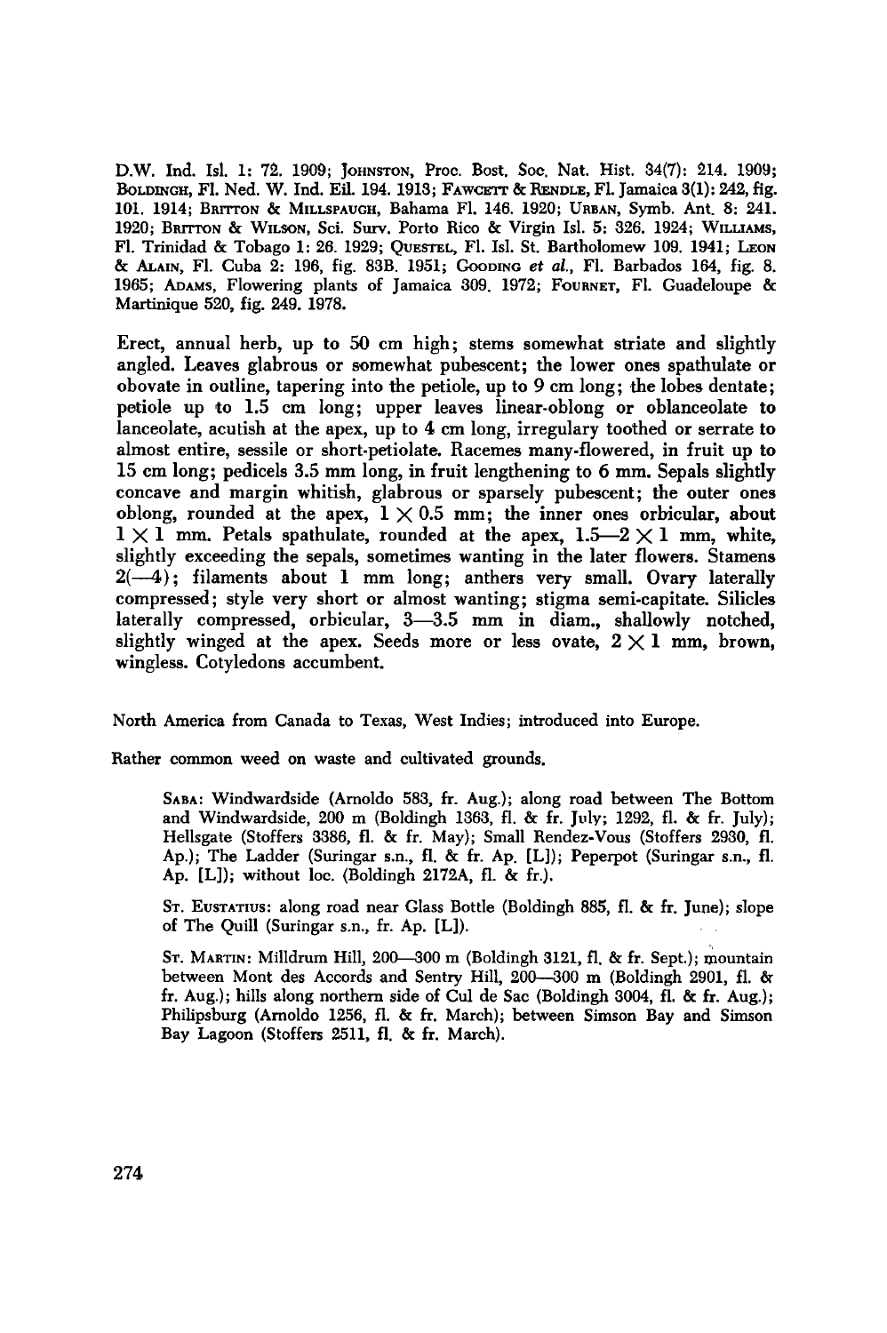D.W. Ind. Isl. 1: 72. 1909; JOHNSTON, Proc. Bost. Soc. Nat. Hist. 34(7): 214. 1909; BOLDINGH, Fl. Ned. W. Ind. Eil. 194. 1913; FAWCETT & RENDLE, Fl. Jamaica 3(1): 242, fig. 101. 1914; BRITTON & MILLSPAUGH, Bahama Fl. 146. 1920; URBAN, Symb. Ant. 8: 241. 1920; BRITTON & WILSON, Sci. Surv. Porto Rico & Virgin Isl. 5: 326. 1924; WILLIAMS, Fl. Trinidad & Tobago 1: 26. 1929; QUESTEL, Fl. Isl. St. Bartholomew 109. 1941; LEON & ALAIN, Fl. Cuba 2: 196, fig. 83B. 1951; GOODING *et al.*, Fl. Barbados 164, fig. 8. 1965; ADAMS, Flowering plants of Jamaica 309. 1972; FOURNET, Fl. Guadeloupe & Martinique 520, fig. 249. 1978.

Erect, annual herb, up to 50 cm high; stems somewhat striate and slightly angled. Leaves glabrous or somewhat pubescent; the lower ones spathulate or obovate in outline, tapering into the petiole, up to 9 cm long; the lobes dentate; petiole up to 1.5 cm long; upper leaves linear-oblong or oblanceolate to lanceolate, acutish at the apex, up to 4 cm long, irregulary toothed or serrate to almost entire, sessile or short-petiolate. Racemes many-flowered, in fruit up to 15 cm long; pedicels 3.5 mm long, in fruit lengthening to 6 mm. Sepals slightly concave and margin whitish, glabrous or sparsely pubescent; the outer ones oblong, rounded at the apex, $1 \times 0.5$ mm; the inner ones orbicular, about $1 \times 1$ mm. Petals spathulate, rounded at the apex, 1.5—$2 \times 1$ mm, white, slightly exceeding the sepals, sometimes wanting in the later flowers. Stamens 2(—4); filaments about 1 mm long; anthers very small. Ovary laterally compressed; style very short or almost wanting; stigma semi-capitate. Silicles laterally compressed, orbicular, 3—3.5 mm in diam., shallowly notched, slightly winged at the apex. Seeds more or less ovate, $2 \times 1$ mm, brown, wingless. Cotyledons accumbent.

North America from Canada to Texas, West Indies; introduced into Europe.

Rather common weed on waste and cultivated grounds.

SABA: Windwardside (Arnoldo 583, fr. Aug.); along road between The Bottom and Windwardside, 200 m (Boldingh 1363, fl. & fr. July; 1292, fl. & fr. July); Hellsgate (Stoffers 3386, fl. & fr. May); Small Rendez-Vous (Stoffers 2930, fl. Ap.); The Ladder (Suringar s.n., fl. & fr. Ap. [L]); Peperpot (Suringar s.n., fl. Ap. [L]); without loc. (Boldingh 2172A, fl. & fr.).

ST. EUSTATIUS: along road near Glass Bottle (Boldingh 885, fl. & fr. June); slope of The Quill (Suringar s.n., fr. Ap. [L]).

ST. MARTIN: Milldrum Hill, 200—300 m (Boldingh 3121, fl. & fr. Sept.); mountain between Mont des Accords and Sentry Hill, 200—300 m (Boldingh 2901, fl. & fr. Aug.); hills along northern side of Cul de Sac (Boldingh 3004, fl. & fr. Aug.); Philipsburg (Arnoldo 1256, fl. & fr. March); between Simson Bay and Simson Bay Lagoon (Stoffers 2511, fl. & fr. March).